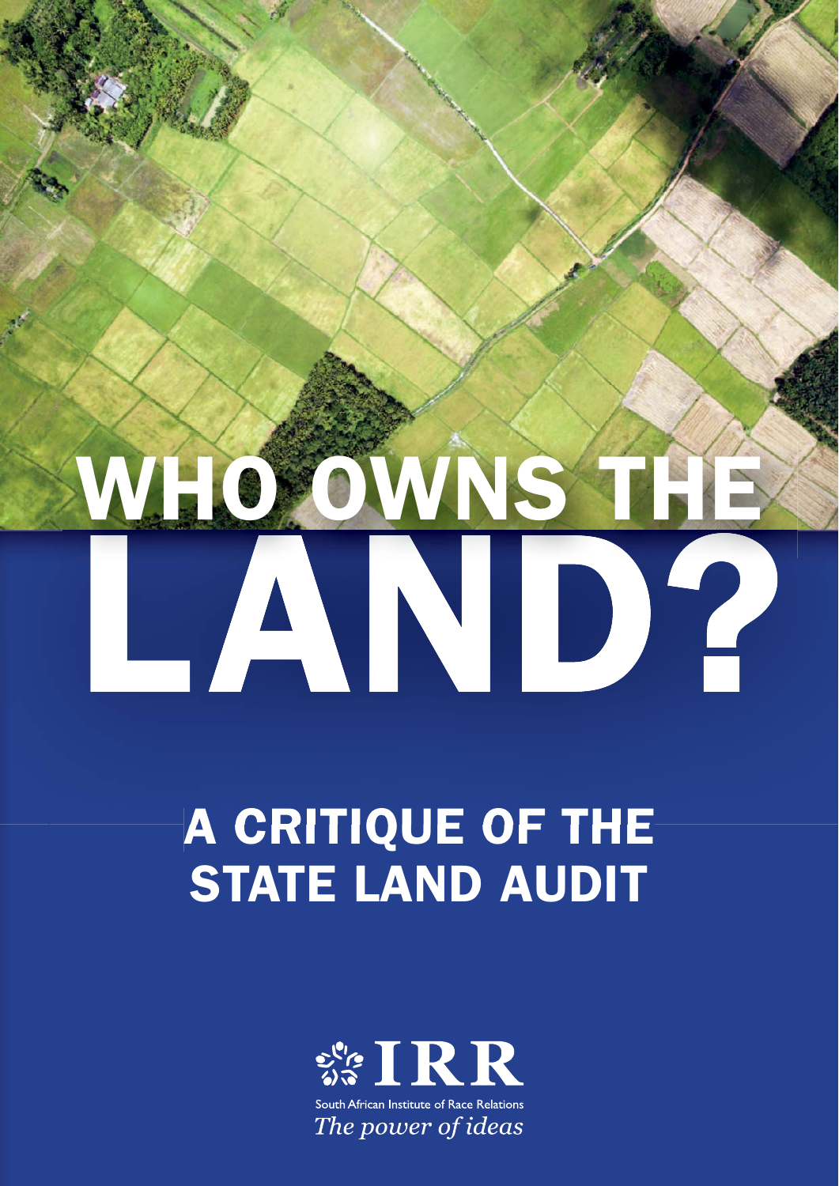# WHO OWNS THE LAND?

## A CRITIQUE OF THE STATE LAND AUDIT

IRR

South African Institute of Race Relations

*The power of ideas*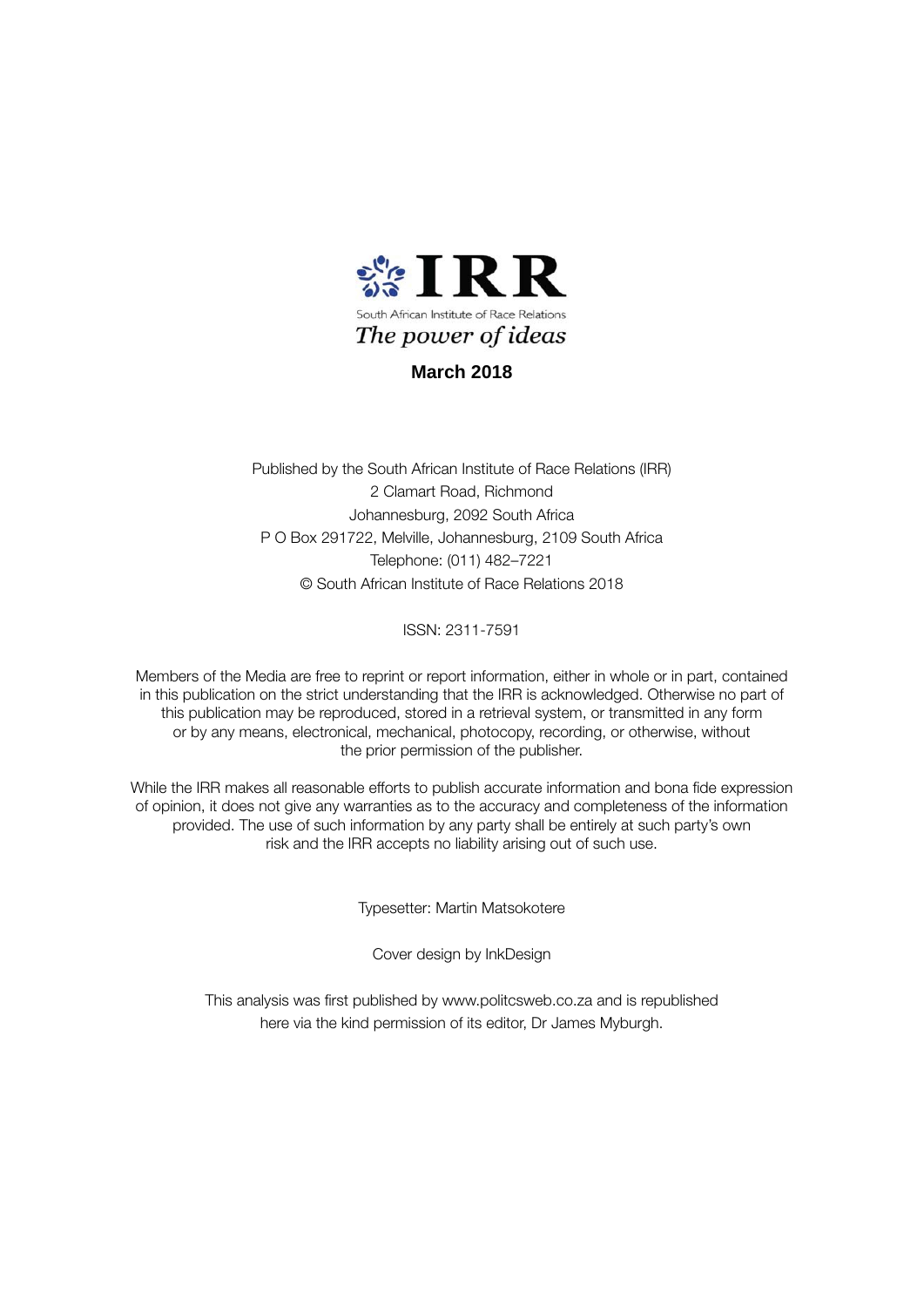IRR

South African Institute of Race Relations

*The power of ideas*

**March 2018**

Published by the South African Institute of Race Relations (IRR)
2 Clamart Road, Richmond
Johannesburg, 2092 South Africa
P O Box 291722, Melville, Johannesburg, 2109 South Africa
Telephone: (011) 482–7221
© South African Institute of Race Relations 2018

ISSN: 2311-7591

Members of the Media are free to reprint or report information, either in whole or in part, contained in this publication on the strict understanding that the IRR is acknowledged. Otherwise no part of this publication may be reproduced, stored in a retrieval system, or transmitted in any form or by any means, electronical, mechanical, photocopy, recording, or otherwise, without the prior permission of the publisher.

While the IRR makes all reasonable efforts to publish accurate information and bona fide expression of opinion, it does not give any warranties as to the accuracy and completeness of the information provided. The use of such information by any party shall be entirely at such party's own risk and the IRR accepts no liability arising out of such use.

Typesetter: Martin Matsokotere

Cover design by InkDesign

This analysis was first published by www.politcsweb.co.za and is republished here via the kind permission of its editor, Dr James Myburgh.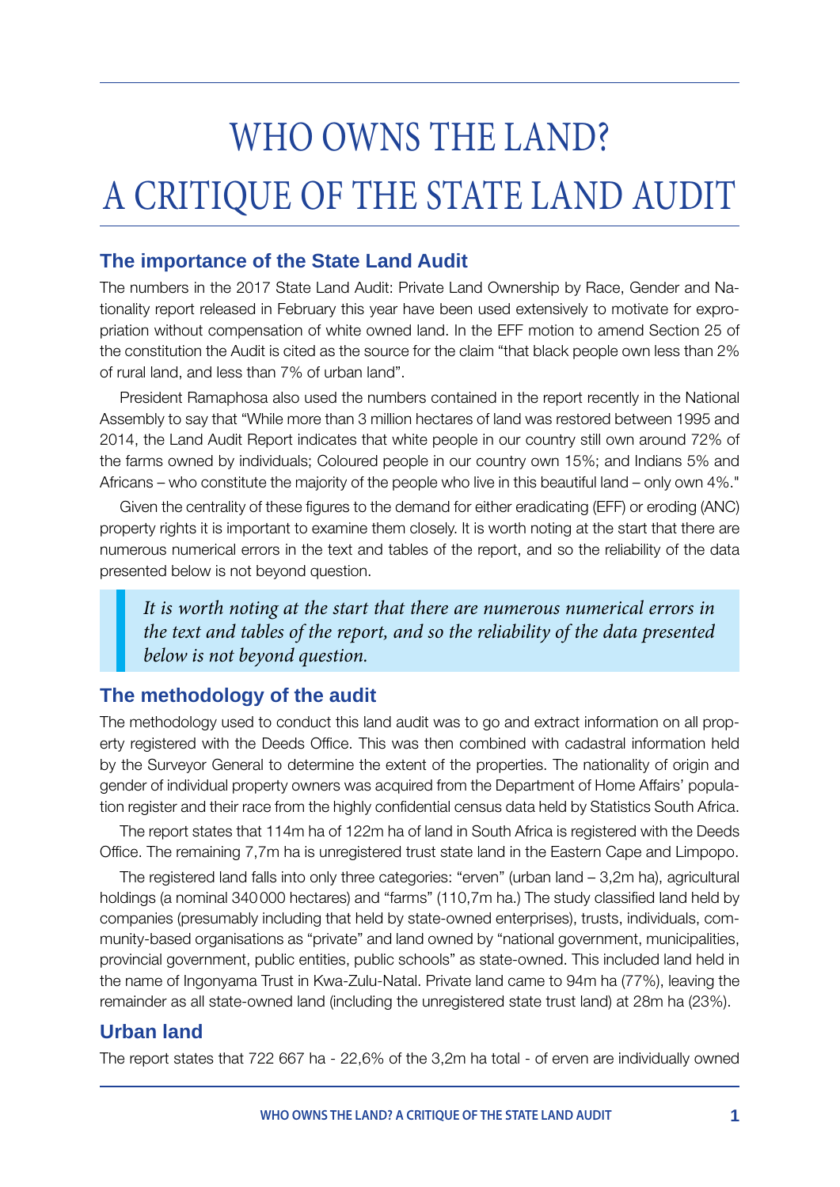# WHO OWNS THE LAND? A CRITIQUE OF THE STATE LAND AUDIT

## The importance of the State Land Audit

The numbers in the 2017 State Land Audit: Private Land Ownership by Race, Gender and Nationality report released in February this year have been used extensively to motivate for expropriation without compensation of white owned land. In the EFF motion to amend Section 25 of the constitution the Audit is cited as the source for the claim "that black people own less than 2% of rural land, and less than 7% of urban land".

President Ramaphosa also used the numbers contained in the report recently in the National Assembly to say that "While more than 3 million hectares of land was restored between 1995 and 2014, the Land Audit Report indicates that white people in our country still own around 72% of the farms owned by individuals; Coloured people in our country own 15%; and Indians 5% and Africans – who constitute the majority of the people who live in this beautiful land – only own 4%."

Given the centrality of these figures to the demand for either eradicating (EFF) or eroding (ANC) property rights it is important to examine them closely. It is worth noting at the start that there are numerous numerical errors in the text and tables of the report, and so the reliability of the data presented below is not beyond question.

> *It is worth noting at the start that there are numerous numerical errors in the text and tables of the report, and so the reliability of the data presented below is not beyond question.*

## The methodology of the audit

The methodology used to conduct this land audit was to go and extract information on all property registered with the Deeds Office. This was then combined with cadastral information held by the Surveyor General to determine the extent of the properties. The nationality of origin and gender of individual property owners was acquired from the Department of Home Affairs' population register and their race from the highly confidential census data held by Statistics South Africa.

The report states that 114m ha of 122m ha of land in South Africa is registered with the Deeds Office. The remaining 7,7m ha is unregistered trust state land in the Eastern Cape and Limpopo.

The registered land falls into only three categories: "erven" (urban land – 3,2m ha), agricultural holdings (a nominal 340 000 hectares) and "farms" (110,7m ha.) The study classified land held by companies (presumably including that held by state-owned enterprises), trusts, individuals, community-based organisations as "private" and land owned by "national government, municipalities, provincial government, public entities, public schools" as state-owned. This included land held in the name of Ingonyama Trust in Kwa-Zulu-Natal. Private land came to 94m ha (77%), leaving the remainder as all state-owned land (including the unregistered state trust land) at 28m ha (23%).

## Urban land

The report states that 722 667 ha - 22,6% of the 3,2m ha total - of erven are individually owned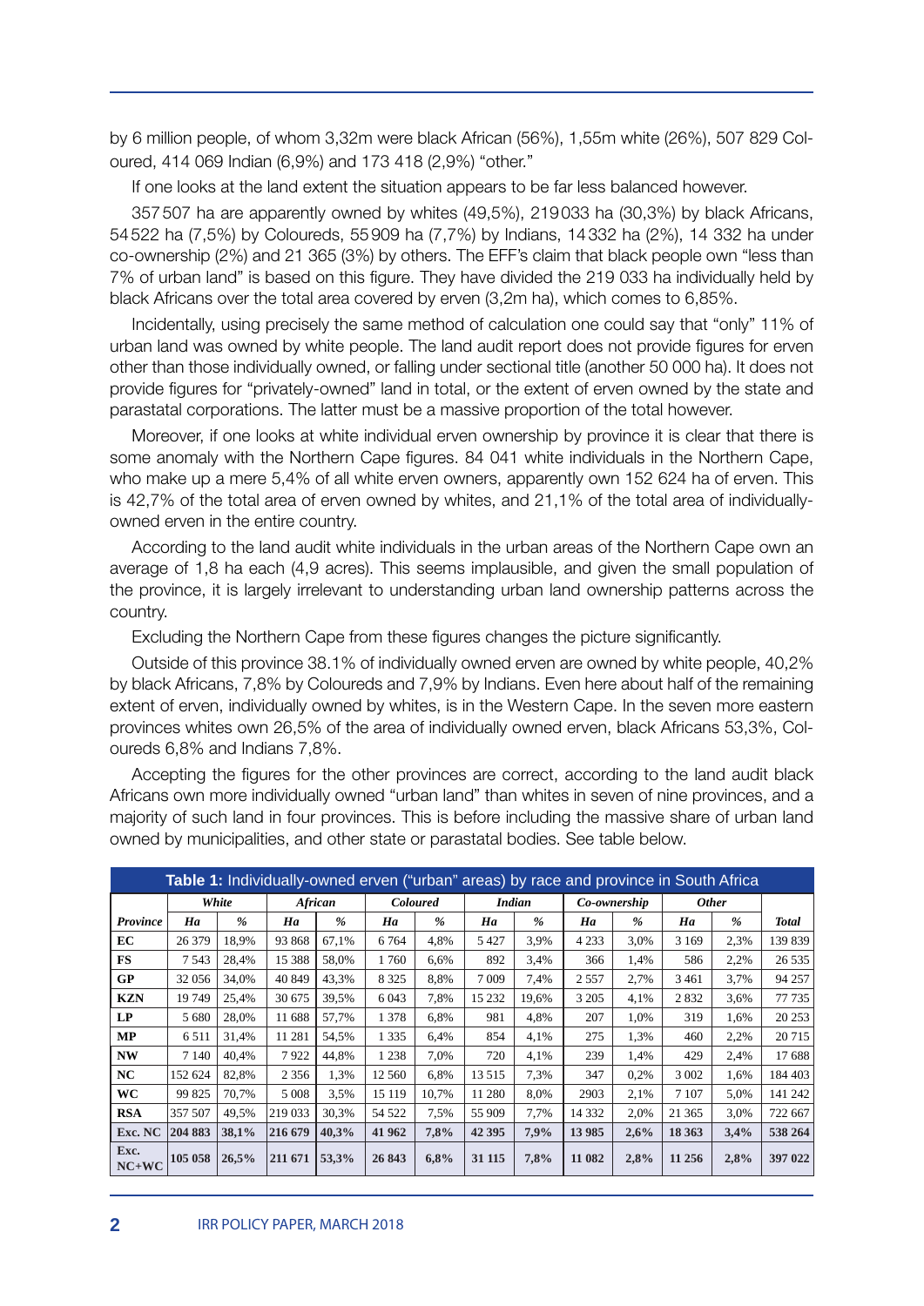by 6 million people, of whom 3,32m were black African (56%), 1,55m white (26%), 507 829 Coloured, 414 069 Indian (6,9%) and 173 418 (2,9%) "other."

If one looks at the land extent the situation appears to be far less balanced however.

357 507 ha are apparently owned by whites (49,5%), 219 033 ha (30,3%) by black Africans, 54 522 ha (7,5%) by Coloureds, 55 909 ha (7,7%) by Indians, 14 332 ha (2%), 14 332 ha under co-ownership (2%) and 21 365 (3%) by others. The EFF's claim that black people own "less than 7% of urban land" is based on this figure. They have divided the 219 033 ha individually held by black Africans over the total area covered by erven (3,2m ha), which comes to 6,85%.

Incidentally, using precisely the same method of calculation one could say that "only" 11% of urban land was owned by white people. The land audit report does not provide figures for erven other than those individually owned, or falling under sectional title (another 50 000 ha). It does not provide figures for "privately-owned" land in total, or the extent of erven owned by the state and parastatal corporations. The latter must be a massive proportion of the total however.

Moreover, if one looks at white individual erven ownership by province it is clear that there is some anomaly with the Northern Cape figures. 84 041 white individuals in the Northern Cape, who make up a mere 5,4% of all white erven owners, apparently own 152 624 ha of erven. This is 42,7% of the total area of erven owned by whites, and 21,1% of the total area of individually-owned erven in the entire country.

According to the land audit white individuals in the urban areas of the Northern Cape own an average of 1,8 ha each (4,9 acres). This seems implausible, and given the small population of the province, it is largely irrelevant to understanding urban land ownership patterns across the country.

Excluding the Northern Cape from these figures changes the picture significantly.

Outside of this province 38.1% of individually owned erven are owned by white people, 40,2% by black Africans, 7,8% by Coloureds and 7,9% by Indians. Even here about half of the remaining extent of erven, individually owned by whites, is in the Western Cape. In the seven more eastern provinces whites own 26,5% of the area of individually owned erven, black Africans 53,3%, Coloureds 6,8% and Indians 7,8%.

Accepting the figures for the other provinces are correct, according to the land audit black Africans own more individually owned "urban land" than whites in seven of nine provinces, and a majority of such land in four provinces. This is before including the massive share of urban land owned by municipalities, and other state or parastatal bodies. See table below.

**Table 1:** Individually-owned erven ("urban" areas) by race and province in South Africa

| | *White* | | *African* | | *Coloured* | | *Indian* | | *Co-ownership* | | *Other* | | |
|---|---|---|---|---|---|---|---|---|---|---|---|---|---|
| ***Province*** | ***Ha*** | ***%*** | ***Ha*** | ***%*** | ***Ha*** | ***%*** | ***Ha*** | ***%*** | ***Ha*** | ***%*** | ***Ha*** | ***%*** | ***Total*** |
| **EC** | 26 379 | 18,9% | 93 868 | 67,1% | 6 764 | 4,8% | 5 427 | 3,9% | 4 233 | 3,0% | 3 169 | 2,3% | 139 839 |
| **FS** | 7 543 | 28,4% | 15 388 | 58,0% | 1 760 | 6,6% | 892 | 3,4% | 366 | 1,4% | 586 | 2,2% | 26 535 |
| **GP** | 32 056 | 34,0% | 40 849 | 43,3% | 8 325 | 8,8% | 7 009 | 7,4% | 2 557 | 2,7% | 3 461 | 3,7% | 94 257 |
| **KZN** | 19 749 | 25,4% | 30 675 | 39,5% | 6 043 | 7,8% | 15 232 | 19,6% | 3 205 | 4,1% | 2 832 | 3,6% | 77 735 |
| **LP** | 5 680 | 28,0% | 11 688 | 57,7% | 1 378 | 6,8% | 981 | 4,8% | 207 | 1,0% | 319 | 1,6% | 20 253 |
| **MP** | 6 511 | 31,4% | 11 281 | 54,5% | 1 335 | 6,4% | 854 | 4,1% | 275 | 1,3% | 460 | 2,2% | 20 715 |
| **NW** | 7 140 | 40,4% | 7 922 | 44,8% | 1 238 | 7,0% | 720 | 4,1% | 239 | 1,4% | 429 | 2,4% | 17 688 |
| **NC** | 152 624 | 82,8% | 2 356 | 1,3% | 12 560 | 6,8% | 13 515 | 7,3% | 347 | 0,2% | 3 002 | 1,6% | 184 403 |
| **WC** | 99 825 | 70,7% | 5 008 | 3,5% | 15 119 | 10,7% | 11 280 | 8,0% | 2903 | 2,1% | 7 107 | 5,0% | 141 242 |
| **RSA** | 357 507 | 49,5% | 219 033 | 30,3% | 54 522 | 7,5% | 55 909 | 7,7% | 14 332 | 2,0% | 21 365 | 3,0% | 722 667 |
| **Exc. NC** | **204 883** | **38,1%** | **216 679** | **40,3%** | **41 962** | **7,8%** | **42 395** | **7,9%** | **13 985** | **2,6%** | **18 363** | **3,4%** | **538 264** |
| **Exc. NC+WC** | **105 058** | **26,5%** | **211 671** | **53,3%** | **26 843** | **6,8%** | **31 115** | **7,8%** | **11 082** | **2,8%** | **11 256** | **2,8%** | **397 022** |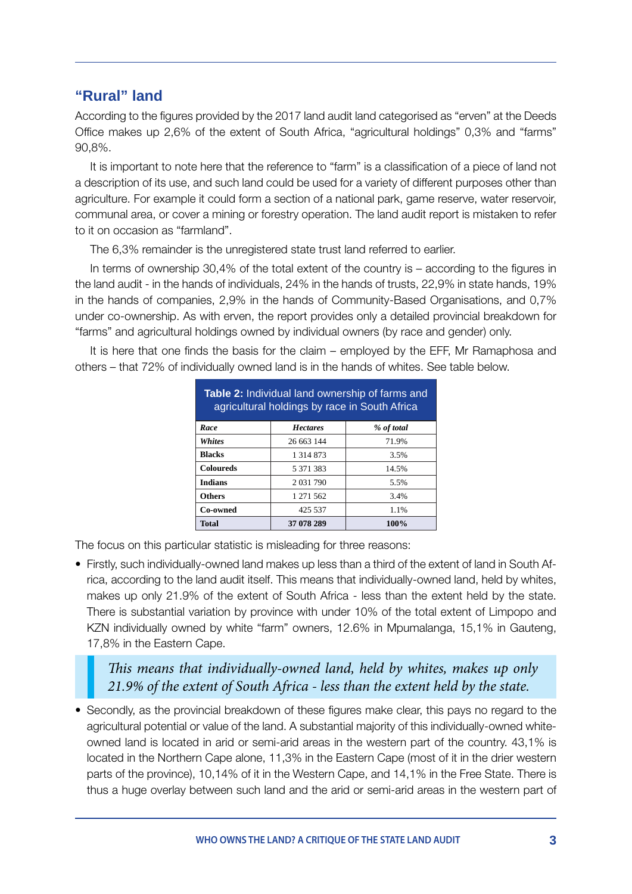## “Rural” land

According to the figures provided by the 2017 land audit land categorised as “erven” at the Deeds Office makes up 2,6% of the extent of South Africa, “agricultural holdings” 0,3% and “farms” 90,8%.

It is important to note here that the reference to “farm” is a classification of a piece of land not a description of its use, and such land could be used for a variety of different purposes other than agriculture. For example it could form a section of a national park, game reserve, water reservoir, communal area, or cover a mining or forestry operation. The land audit report is mistaken to refer to it on occasion as “farmland”.

The 6,3% remainder is the unregistered state trust land referred to earlier.

In terms of ownership 30,4% of the total extent of the country is – according to the figures in the land audit - in the hands of individuals, 24% in the hands of trusts, 22,9% in state hands, 19% in the hands of companies, 2,9% in the hands of Community-Based Organisations, and 0,7% under co-ownership. As with erven, the report provides only a detailed provincial breakdown for “farms” and agricultural holdings owned by individual owners (by race and gender) only.

It is here that one finds the basis for the claim – employed by the EFF, Mr Ramaphosa and others – that 72% of individually owned land is in the hands of whites. See table below.

**Table 2:** Individual land ownership of farms and agricultural holdings by race in South Africa

| *Race* | *Hectares* | *% of total* |
|---|---|---|
| ***Whites*** | 26 663 144 | 71.9% |
| **Blacks** | 1 314 873 | 3.5% |
| **Coloureds** | 5 371 383 | 14.5% |
| **Indians** | 2 031 790 | 5.5% |
| **Others** | 1 271 562 | 3.4% |
| **Co-owned** | 425 537 | 1.1% |
| **Total** | **37 078 289** | **100%** |

The focus on this particular statistic is misleading for three reasons:

- Firstly, such individually-owned land makes up less than a third of the extent of land in South Africa, according to the land audit itself. This means that individually-owned land, held by whites, makes up only 21.9% of the extent of South Africa - less than the extent held by the state. There is substantial variation by province with under 10% of the total extent of Limpopo and KZN individually owned by white “farm” owners, 12.6% in Mpumalanga, 15,1% in Gauteng, 17,8% in the Eastern Cape.

> *This means that individually-owned land, held by whites, makes up only 21.9% of the extent of South Africa - less than the extent held by the state.*

- Secondly, as the provincial breakdown of these figures make clear, this pays no regard to the agricultural potential or value of the land. A substantial majority of this individually-owned white-owned land is located in arid or semi-arid areas in the western part of the country. 43,1% is located in the Northern Cape alone, 11,3% in the Eastern Cape (most of it in the drier western parts of the province), 10,14% of it in the Western Cape, and 14,1% in the Free State. There is thus a huge overlay between such land and the arid or semi-arid areas in the western part of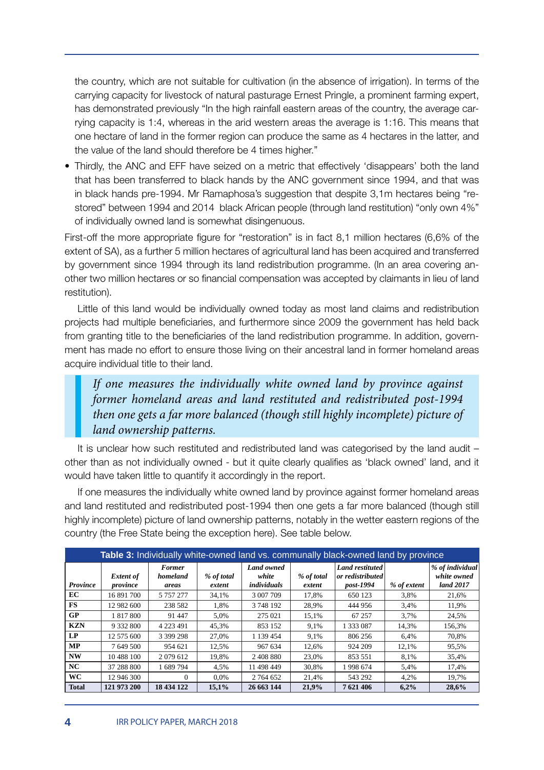the country, which are not suitable for cultivation (in the absence of irrigation). In terms of the carrying capacity for livestock of natural pasturage Ernest Pringle, a prominent farming expert, has demonstrated previously "In the high rainfall eastern areas of the country, the average carrying capacity is 1:4, whereas in the arid western areas the average is 1:16. This means that one hectare of land in the former region can produce the same as 4 hectares in the latter, and the value of the land should therefore be 4 times higher."

- Thirdly, the ANC and EFF have seized on a metric that effectively 'disappears' both the land that has been transferred to black hands by the ANC government since 1994, and that was in black hands pre-1994. Mr Ramaphosa's suggestion that despite 3,1m hectares being "restored" between 1994 and 2014 black African people (through land restitution) "only own 4%" of individually owned land is somewhat disingenuous.

First-off the more appropriate figure for "restoration" is in fact 8,1 million hectares (6,6% of the extent of SA), as a further 5 million hectares of agricultural land has been acquired and transferred by government since 1994 through its land redistribution programme. (In an area covering another two million hectares or so financial compensation was accepted by claimants in lieu of land restitution).

Little of this land would be individually owned today as most land claims and redistribution projects had multiple beneficiaries, and furthermore since 2009 the government has held back from granting title to the beneficiaries of the land redistribution programme. In addition, government has made no effort to ensure those living on their ancestral land in former homeland areas acquire individual title to their land.

> *If one measures the individually white owned land by province against former homeland areas and land restituted and redistributed post-1994 then one gets a far more balanced (though still highly incomplete) picture of land ownership patterns.*

It is unclear how such restituted and redistributed land was categorised by the land audit – other than as not individually owned - but it quite clearly qualifies as 'black owned' land, and it would have taken little to quantify it accordingly in the report.

If one measures the individually white owned land by province against former homeland areas and land restituted and redistributed post-1994 then one gets a far more balanced (though still highly incomplete) picture of land ownership patterns, notably in the wetter eastern regions of the country (the Free State being the exception here). See table below.

**Table 3:** Individually white-owned land vs. communally black-owned land by province

| Province | Extent of province | Former homeland areas | % of total extent | Land owned white individuals | % of total extent | Land restituted or redistributed post-1994 | % of extent | % of individual white owned land 2017 |
|---|---|---|---|---|---|---|---|---|
| EC | 16 891 700 | 5 757 277 | 34,1% | 3 007 709 | 17,8% | 650 123 | 3,8% | 21,6% |
| FS | 12 982 600 | 238 582 | 1,8% | 3 748 192 | 28,9% | 444 956 | 3,4% | 11,9% |
| GP | 1 817 800 | 91 447 | 5,0% | 275 021 | 15,1% | 67 257 | 3,7% | 24,5% |
| KZN | 9 332 800 | 4 223 491 | 45,3% | 853 152 | 9,1% | 1 333 087 | 14,3% | 156,3% |
| LP | 12 575 600 | 3 399 298 | 27,0% | 1 139 454 | 9,1% | 806 256 | 6,4% | 70,8% |
| MP | 7 649 500 | 954 621 | 12,5% | 967 634 | 12,6% | 924 209 | 12,1% | 95,5% |
| NW | 10 488 100 | 2 079 612 | 19,8% | 2 408 880 | 23,0% | 853 551 | 8,1% | 35,4% |
| NC | 37 288 800 | 1 689 794 | 4,5% | 11 498 449 | 30,8% | 1 998 674 | 5,4% | 17,4% |
| WC | 12 946 300 | 0 | 0,0% | 2 764 652 | 21,4% | 543 292 | 4,2% | 19,7% |
| **Total** | **121 973 200** | **18 434 122** | **15,1%** | **26 663 144** | **21,9%** | **7 621 406** | **6,2%** | **28,6%** |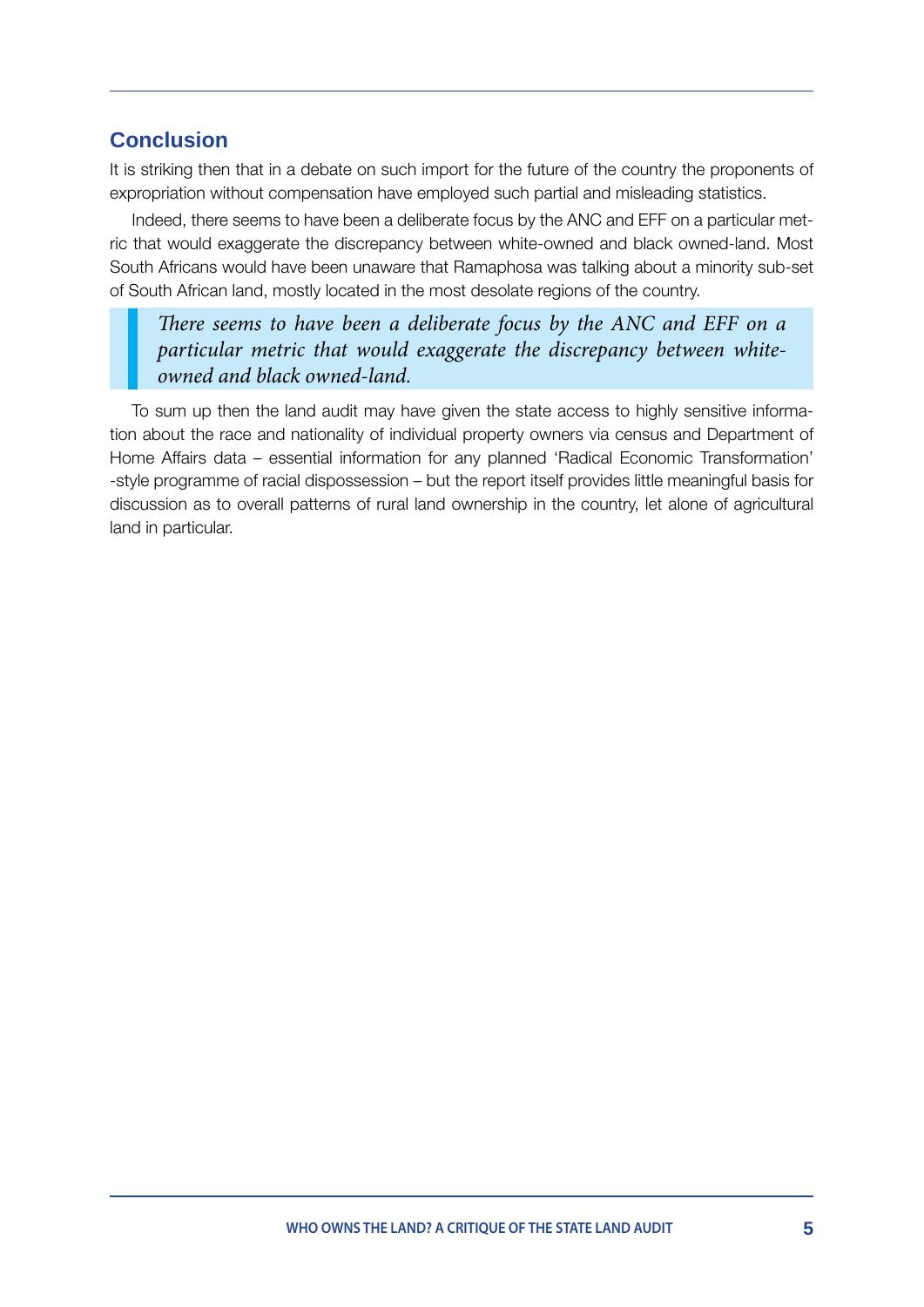## Conclusion

It is striking then that in a debate on such import for the future of the country the proponents of expropriation without compensation have employed such partial and misleading statistics.

Indeed, there seems to have been a deliberate focus by the ANC and EFF on a particular metric that would exaggerate the discrepancy between white-owned and black owned-land. Most South Africans would have been unaware that Ramaphosa was talking about a minority sub-set of South African land, mostly located in the most desolate regions of the country.

> *There seems to have been a deliberate focus by the ANC and EFF on a particular metric that would exaggerate the discrepancy between white-owned and black owned-land.*

To sum up then the land audit may have given the state access to highly sensitive information about the race and nationality of individual property owners via census and Department of Home Affairs data – essential information for any planned 'Radical Economic Transformation' -style programme of racial dispossession – but the report itself provides little meaningful basis for discussion as to overall patterns of rural land ownership in the country, let alone of agricultural land in particular.